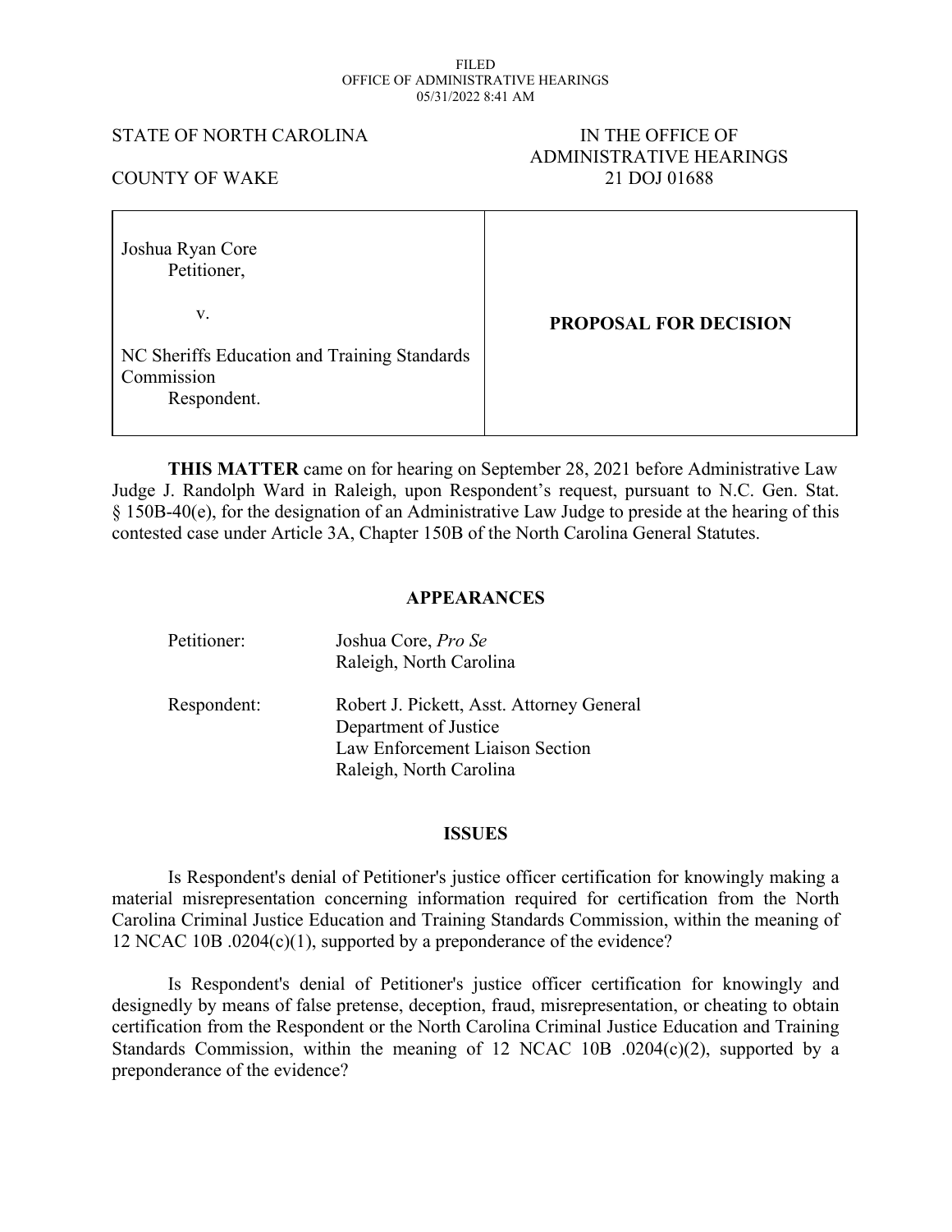FILED
OFFICE OF ADMINISTRATIVE HEARINGS
05/31/2022 8:41 AM

STATE OF NORTH CAROLINA

COUNTY OF WAKE

IN THE OFFICE OF
ADMINISTRATIVE HEARINGS
21 DOJ 01688

| Joshua Ryan Core<br>Petitioner,<br><br>v.<br><br>NC Sheriffs Education and Training Standards Commission<br>Respondent. | **PROPOSAL FOR DECISION** |
|---|---|

**THIS MATTER** came on for hearing on September 28, 2021 before Administrative Law Judge J. Randolph Ward in Raleigh, upon Respondent's request, pursuant to N.C. Gen. Stat. § 150B-40(e), for the designation of an Administrative Law Judge to preside at the hearing of this contested case under Article 3A, Chapter 150B of the North Carolina General Statutes.

## APPEARANCES

Petitioner: Joshua Core, *Pro Se*
Raleigh, North Carolina

Respondent: Robert J. Pickett, Asst. Attorney General
Department of Justice
Law Enforcement Liaison Section
Raleigh, North Carolina

## ISSUES

Is Respondent's denial of Petitioner's justice officer certification for knowingly making a material misrepresentation concerning information required for certification from the North Carolina Criminal Justice Education and Training Standards Commission, within the meaning of 12 NCAC 10B .0204(c)(1), supported by a preponderance of the evidence?

Is Respondent's denial of Petitioner's justice officer certification for knowingly and designedly by means of false pretense, deception, fraud, misrepresentation, or cheating to obtain certification from the Respondent or the North Carolina Criminal Justice Education and Training Standards Commission, within the meaning of 12 NCAC 10B .0204(c)(2), supported by a preponderance of the evidence?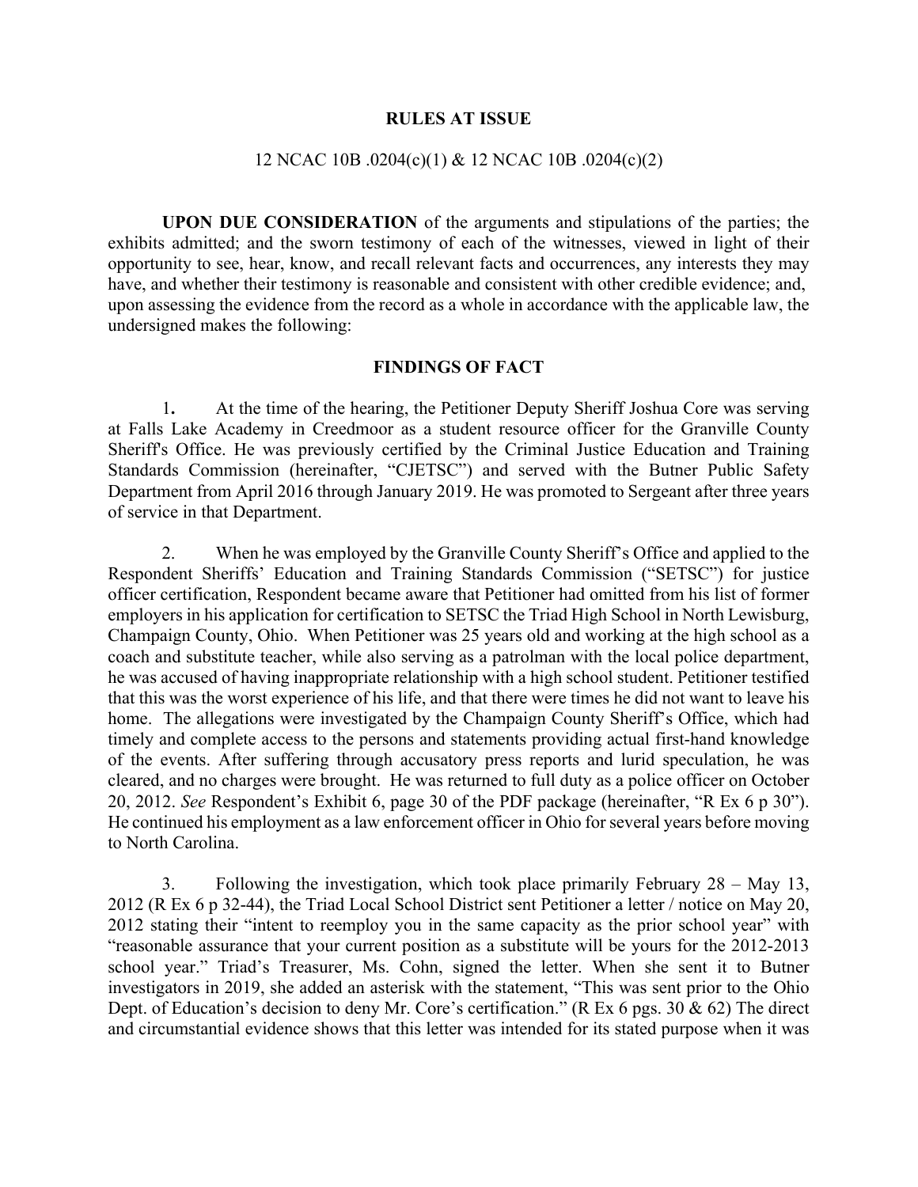## RULES AT ISSUE

12 NCAC 10B .0204(c)(1) & 12 NCAC 10B .0204(c)(2)

**UPON DUE CONSIDERATION** of the arguments and stipulations of the parties; the exhibits admitted; and the sworn testimony of each of the witnesses, viewed in light of their opportunity to see, hear, know, and recall relevant facts and occurrences, any interests they may have, and whether their testimony is reasonable and consistent with other credible evidence; and, upon assessing the evidence from the record as a whole in accordance with the applicable law, the undersigned makes the following:

## FINDINGS OF FACT

1. At the time of the hearing, the Petitioner Deputy Sheriff Joshua Core was serving at Falls Lake Academy in Creedmoor as a student resource officer for the Granville County Sheriff's Office. He was previously certified by the Criminal Justice Education and Training Standards Commission (hereinafter, "CJETSC") and served with the Butner Public Safety Department from April 2016 through January 2019. He was promoted to Sergeant after three years of service in that Department.

2. When he was employed by the Granville County Sheriff's Office and applied to the Respondent Sheriffs' Education and Training Standards Commission ("SETSC") for justice officer certification, Respondent became aware that Petitioner had omitted from his list of former employers in his application for certification to SETSC the Triad High School in North Lewisburg, Champaign County, Ohio. When Petitioner was 25 years old and working at the high school as a coach and substitute teacher, while also serving as a patrolman with the local police department, he was accused of having inappropriate relationship with a high school student. Petitioner testified that this was the worst experience of his life, and that there were times he did not want to leave his home. The allegations were investigated by the Champaign County Sheriff's Office, which had timely and complete access to the persons and statements providing actual first-hand knowledge of the events. After suffering through accusatory press reports and lurid speculation, he was cleared, and no charges were brought. He was returned to full duty as a police officer on October 20, 2012. *See* Respondent's Exhibit 6, page 30 of the PDF package (hereinafter, "R Ex 6 p 30"). He continued his employment as a law enforcement officer in Ohio for several years before moving to North Carolina.

3. Following the investigation, which took place primarily February 28 – May 13, 2012 (R Ex 6 p 32-44), the Triad Local School District sent Petitioner a letter / notice on May 20, 2012 stating their "intent to reemploy you in the same capacity as the prior school year" with "reasonable assurance that your current position as a substitute will be yours for the 2012-2013 school year." Triad's Treasurer, Ms. Cohn, signed the letter. When she sent it to Butner investigators in 2019, she added an asterisk with the statement, "This was sent prior to the Ohio Dept. of Education's decision to deny Mr. Core's certification." (R Ex 6 pgs. 30 & 62) The direct and circumstantial evidence shows that this letter was intended for its stated purpose when it was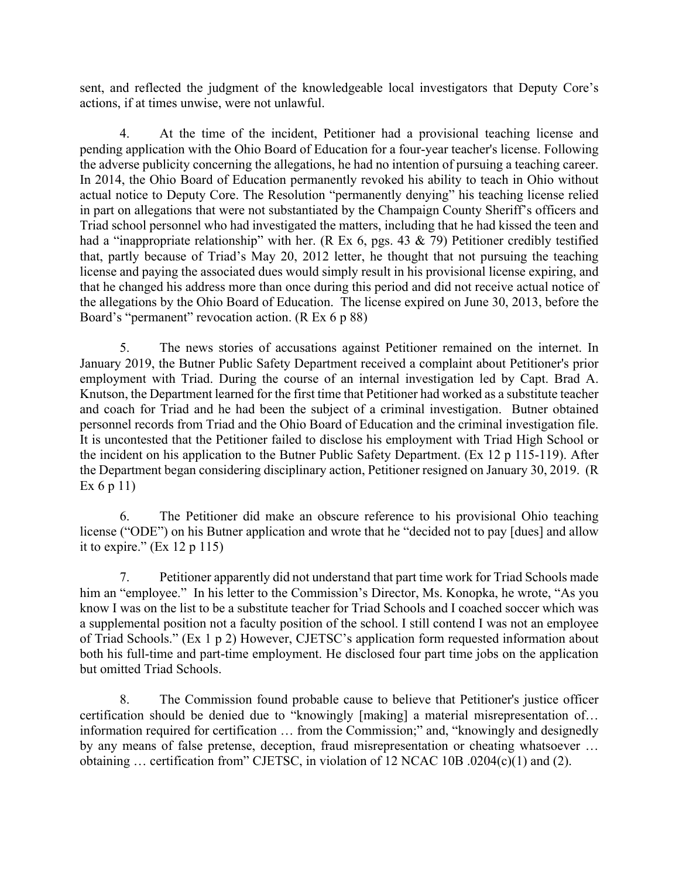sent, and reflected the judgment of the knowledgeable local investigators that Deputy Core's actions, if at times unwise, were not unlawful.

4. At the time of the incident, Petitioner had a provisional teaching license and pending application with the Ohio Board of Education for a four-year teacher's license. Following the adverse publicity concerning the allegations, he had no intention of pursuing a teaching career. In 2014, the Ohio Board of Education permanently revoked his ability to teach in Ohio without actual notice to Deputy Core. The Resolution "permanently denying" his teaching license relied in part on allegations that were not substantiated by the Champaign County Sheriff's officers and Triad school personnel who had investigated the matters, including that he had kissed the teen and had a "inappropriate relationship" with her. (R Ex 6, pgs. 43 & 79) Petitioner credibly testified that, partly because of Triad's May 20, 2012 letter, he thought that not pursuing the teaching license and paying the associated dues would simply result in his provisional license expiring, and that he changed his address more than once during this period and did not receive actual notice of the allegations by the Ohio Board of Education. The license expired on June 30, 2013, before the Board's "permanent" revocation action. (R Ex 6 p 88)

5. The news stories of accusations against Petitioner remained on the internet. In January 2019, the Butner Public Safety Department received a complaint about Petitioner's prior employment with Triad. During the course of an internal investigation led by Capt. Brad A. Knutson, the Department learned for the first time that Petitioner had worked as a substitute teacher and coach for Triad and he had been the subject of a criminal investigation. Butner obtained personnel records from Triad and the Ohio Board of Education and the criminal investigation file. It is uncontested that the Petitioner failed to disclose his employment with Triad High School or the incident on his application to the Butner Public Safety Department. (Ex 12 p 115-119). After the Department began considering disciplinary action, Petitioner resigned on January 30, 2019. (R Ex 6 p 11)

6. The Petitioner did make an obscure reference to his provisional Ohio teaching license ("ODE") on his Butner application and wrote that he "decided not to pay [dues] and allow it to expire." (Ex 12 p 115)

7. Petitioner apparently did not understand that part time work for Triad Schools made him an "employee." In his letter to the Commission's Director, Ms. Konopka, he wrote, "As you know I was on the list to be a substitute teacher for Triad Schools and I coached soccer which was a supplemental position not a faculty position of the school. I still contend I was not an employee of Triad Schools." (Ex 1 p 2) However, CJETSC's application form requested information about both his full-time and part-time employment. He disclosed four part time jobs on the application but omitted Triad Schools.

8. The Commission found probable cause to believe that Petitioner's justice officer certification should be denied due to "knowingly [making] a material misrepresentation of… information required for certification … from the Commission;" and, "knowingly and designedly by any means of false pretense, deception, fraud misrepresentation or cheating whatsoever … obtaining … certification from" CJETSC, in violation of 12 NCAC 10B .0204(c)(1) and (2).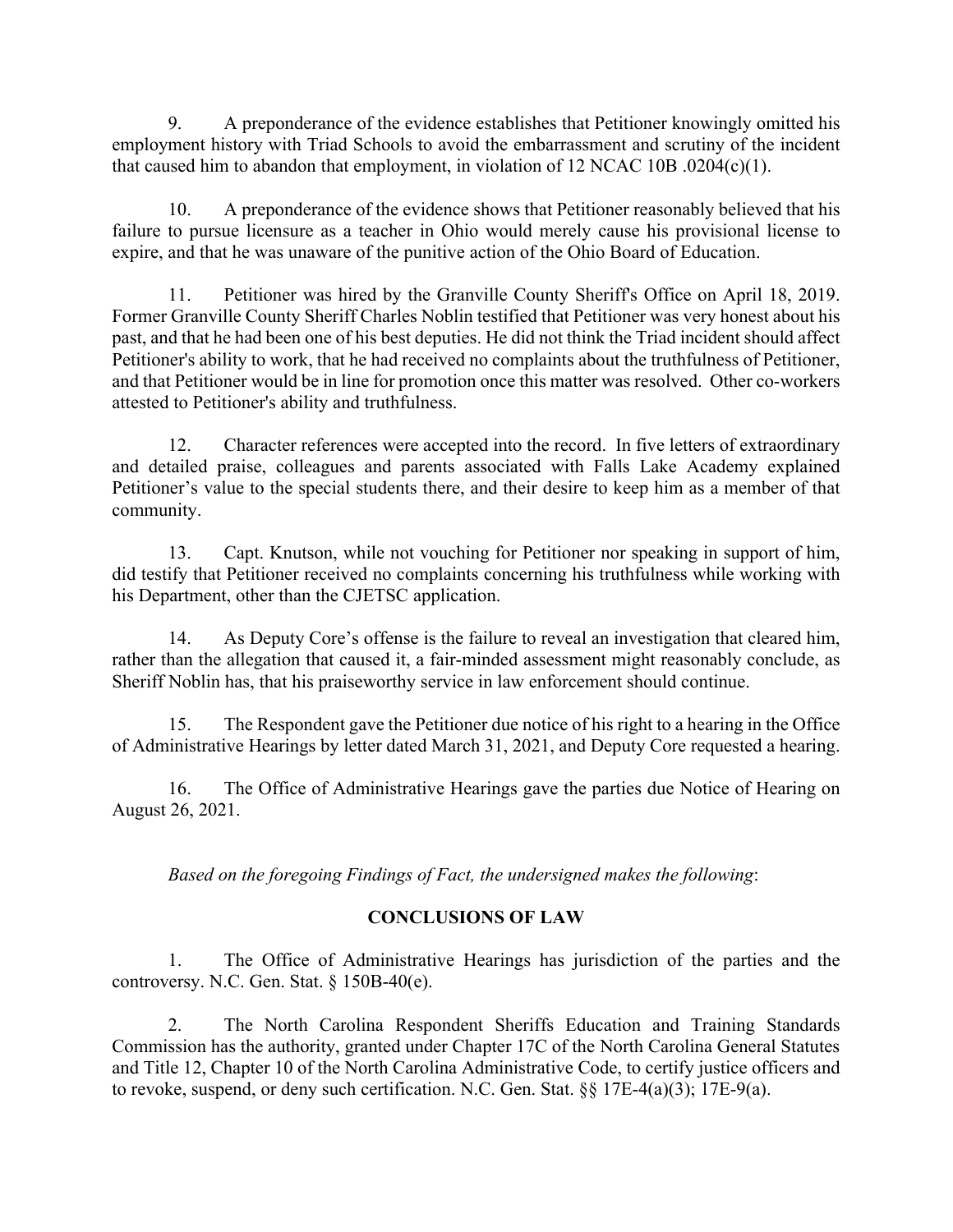9. A preponderance of the evidence establishes that Petitioner knowingly omitted his employment history with Triad Schools to avoid the embarrassment and scrutiny of the incident that caused him to abandon that employment, in violation of 12 NCAC 10B .0204(c)(1).

10. A preponderance of the evidence shows that Petitioner reasonably believed that his failure to pursue licensure as a teacher in Ohio would merely cause his provisional license to expire, and that he was unaware of the punitive action of the Ohio Board of Education.

11. Petitioner was hired by the Granville County Sheriff's Office on April 18, 2019. Former Granville County Sheriff Charles Noblin testified that Petitioner was very honest about his past, and that he had been one of his best deputies. He did not think the Triad incident should affect Petitioner's ability to work, that he had received no complaints about the truthfulness of Petitioner, and that Petitioner would be in line for promotion once this matter was resolved. Other co-workers attested to Petitioner's ability and truthfulness.

12. Character references were accepted into the record. In five letters of extraordinary and detailed praise, colleagues and parents associated with Falls Lake Academy explained Petitioner's value to the special students there, and their desire to keep him as a member of that community.

13. Capt. Knutson, while not vouching for Petitioner nor speaking in support of him, did testify that Petitioner received no complaints concerning his truthfulness while working with his Department, other than the CJETSC application.

14. As Deputy Core's offense is the failure to reveal an investigation that cleared him, rather than the allegation that caused it, a fair-minded assessment might reasonably conclude, as Sheriff Noblin has, that his praiseworthy service in law enforcement should continue.

15. The Respondent gave the Petitioner due notice of his right to a hearing in the Office of Administrative Hearings by letter dated March 31, 2021, and Deputy Core requested a hearing.

16. The Office of Administrative Hearings gave the parties due Notice of Hearing on August 26, 2021.

*Based on the foregoing Findings of Fact, the undersigned makes the following*:

## CONCLUSIONS OF LAW

1. The Office of Administrative Hearings has jurisdiction of the parties and the controversy. N.C. Gen. Stat. § 150B-40(e).

2. The North Carolina Respondent Sheriffs Education and Training Standards Commission has the authority, granted under Chapter 17C of the North Carolina General Statutes and Title 12, Chapter 10 of the North Carolina Administrative Code, to certify justice officers and to revoke, suspend, or deny such certification. N.C. Gen. Stat. §§ 17E-4(a)(3); 17E-9(a).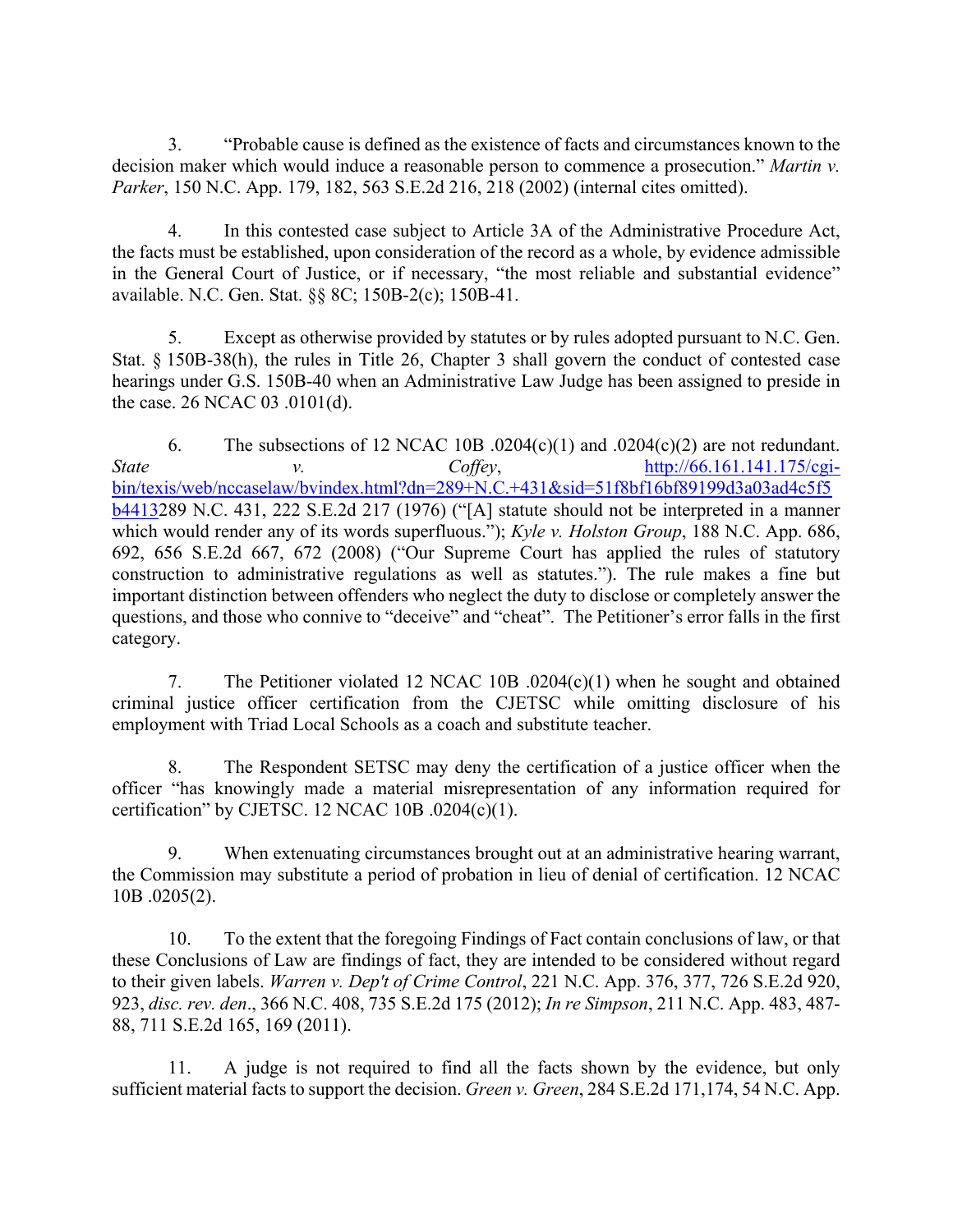3. "Probable cause is defined as the existence of facts and circumstances known to the decision maker which would induce a reasonable person to commence a prosecution." *Martin v. Parker*, 150 N.C. App. 179, 182, 563 S.E.2d 216, 218 (2002) (internal cites omitted).

4. In this contested case subject to Article 3A of the Administrative Procedure Act, the facts must be established, upon consideration of the record as a whole, by evidence admissible in the General Court of Justice, or if necessary, "the most reliable and substantial evidence" available. N.C. Gen. Stat. §§ 8C; 150B-2(c); 150B-41.

5. Except as otherwise provided by statutes or by rules adopted pursuant to N.C. Gen. Stat. § 150B-38(h), the rules in Title 26, Chapter 3 shall govern the conduct of contested case hearings under G.S. 150B-40 when an Administrative Law Judge has been assigned to preside in the case. 26 NCAC 03 .0101(d).

6. The subsections of 12 NCAC 10B .0204(c)(1) and .0204(c)(2) are not redundant. *State v. Coffey*, http://66.161.141.175/cgi-bin/texis/web/nccaselaw/bvindex.html?dn=289+N.C.+431&sid=51f8bf16bf89199d3a03ad4c5f5b4413289 N.C. 431, 222 S.E.2d 217 (1976) ("[A] statute should not be interpreted in a manner which would render any of its words superfluous."); *Kyle v. Holston Group*, 188 N.C. App. 686, 692, 656 S.E.2d 667, 672 (2008) ("Our Supreme Court has applied the rules of statutory construction to administrative regulations as well as statutes."). The rule makes a fine but important distinction between offenders who neglect the duty to disclose or completely answer the questions, and those who connive to "deceive" and "cheat". The Petitioner's error falls in the first category.

7. The Petitioner violated 12 NCAC 10B .0204(c)(1) when he sought and obtained criminal justice officer certification from the CJETSC while omitting disclosure of his employment with Triad Local Schools as a coach and substitute teacher.

8. The Respondent SETSC may deny the certification of a justice officer when the officer "has knowingly made a material misrepresentation of any information required for certification" by CJETSC. 12 NCAC 10B .0204(c)(1).

9. When extenuating circumstances brought out at an administrative hearing warrant, the Commission may substitute a period of probation in lieu of denial of certification. 12 NCAC 10B .0205(2).

10. To the extent that the foregoing Findings of Fact contain conclusions of law, or that these Conclusions of Law are findings of fact, they are intended to be considered without regard to their given labels. *Warren v. Dep't of Crime Control*, 221 N.C. App. 376, 377, 726 S.E.2d 920, 923, *disc. rev. den*., 366 N.C. 408, 735 S.E.2d 175 (2012); *In re Simpson*, 211 N.C. App. 483, 487-88, 711 S.E.2d 165, 169 (2011).

11. A judge is not required to find all the facts shown by the evidence, but only sufficient material facts to support the decision. *Green v. Green*, 284 S.E.2d 171,174, 54 N.C. App.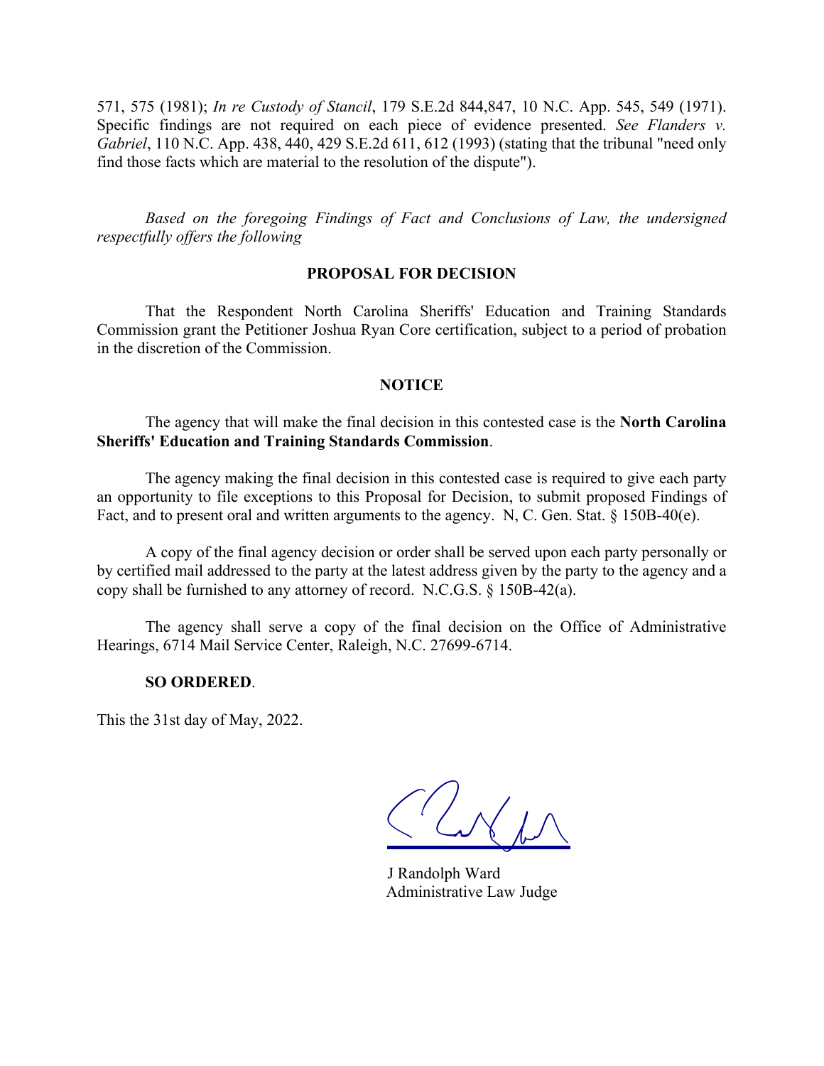571, 575 (1981); *In re Custody of Stancil*, 179 S.E.2d 844,847, 10 N.C. App. 545, 549 (1971). Specific findings are not required on each piece of evidence presented. *See Flanders v. Gabriel*, 110 N.C. App. 438, 440, 429 S.E.2d 611, 612 (1993) (stating that the tribunal "need only find those facts which are material to the resolution of the dispute").

*Based on the foregoing Findings of Fact and Conclusions of Law, the undersigned respectfully offers the following*

**PROPOSAL FOR DECISION**

That the Respondent North Carolina Sheriffs' Education and Training Standards Commission grant the Petitioner Joshua Ryan Core certification, subject to a period of probation in the discretion of the Commission.

**NOTICE**

The agency that will make the final decision in this contested case is the **North Carolina Sheriffs' Education and Training Standards Commission**.

The agency making the final decision in this contested case is required to give each party an opportunity to file exceptions to this Proposal for Decision, to submit proposed Findings of Fact, and to present oral and written arguments to the agency. N, C. Gen. Stat. § 150B-40(e).

A copy of the final agency decision or order shall be served upon each party personally or by certified mail addressed to the party at the latest address given by the party to the agency and a copy shall be furnished to any attorney of record. N.C.G.S. § 150B-42(a).

The agency shall serve a copy of the final decision on the Office of Administrative Hearings, 6714 Mail Service Center, Raleigh, N.C. 27699-6714.

**SO ORDERED**.

This the 31st day of May, 2022.

J Randolph Ward
Administrative Law Judge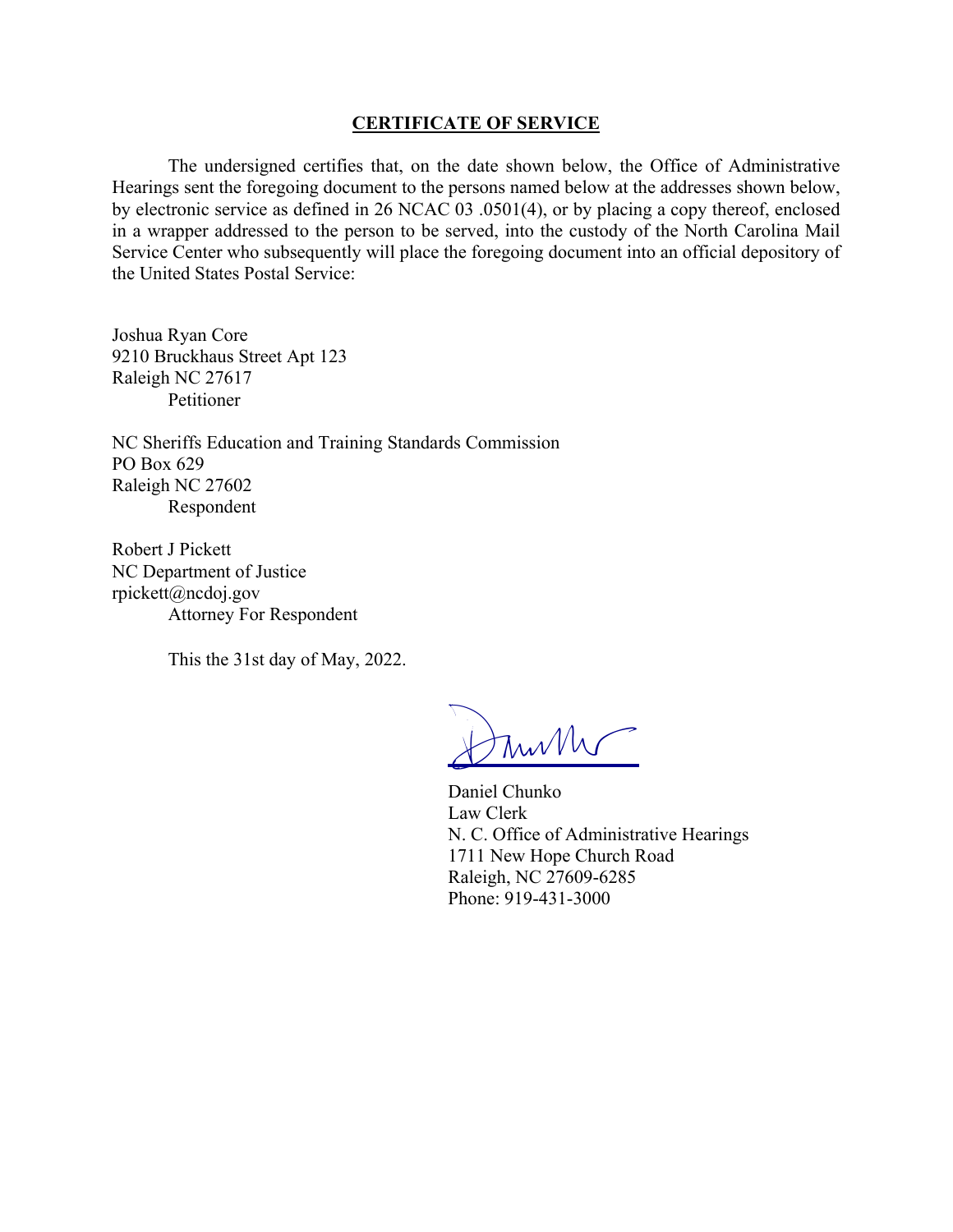## CERTIFICATE OF SERVICE

The undersigned certifies that, on the date shown below, the Office of Administrative Hearings sent the foregoing document to the persons named below at the addresses shown below, by electronic service as defined in 26 NCAC 03 .0501(4), or by placing a copy thereof, enclosed in a wrapper addressed to the person to be served, into the custody of the North Carolina Mail Service Center who subsequently will place the foregoing document into an official depository of the United States Postal Service:

Joshua Ryan Core
9210 Bruckhaus Street Apt 123
Raleigh NC 27617
Petitioner

NC Sheriffs Education and Training Standards Commission
PO Box 629
Raleigh NC 27602
Respondent

Robert J Pickett
NC Department of Justice
rpickett@ncdoj.gov
Attorney For Respondent

This the 31st day of May, 2022.

Daniel Chunko
Law Clerk
N. C. Office of Administrative Hearings
1711 New Hope Church Road
Raleigh, NC 27609-6285
Phone: 919-431-3000